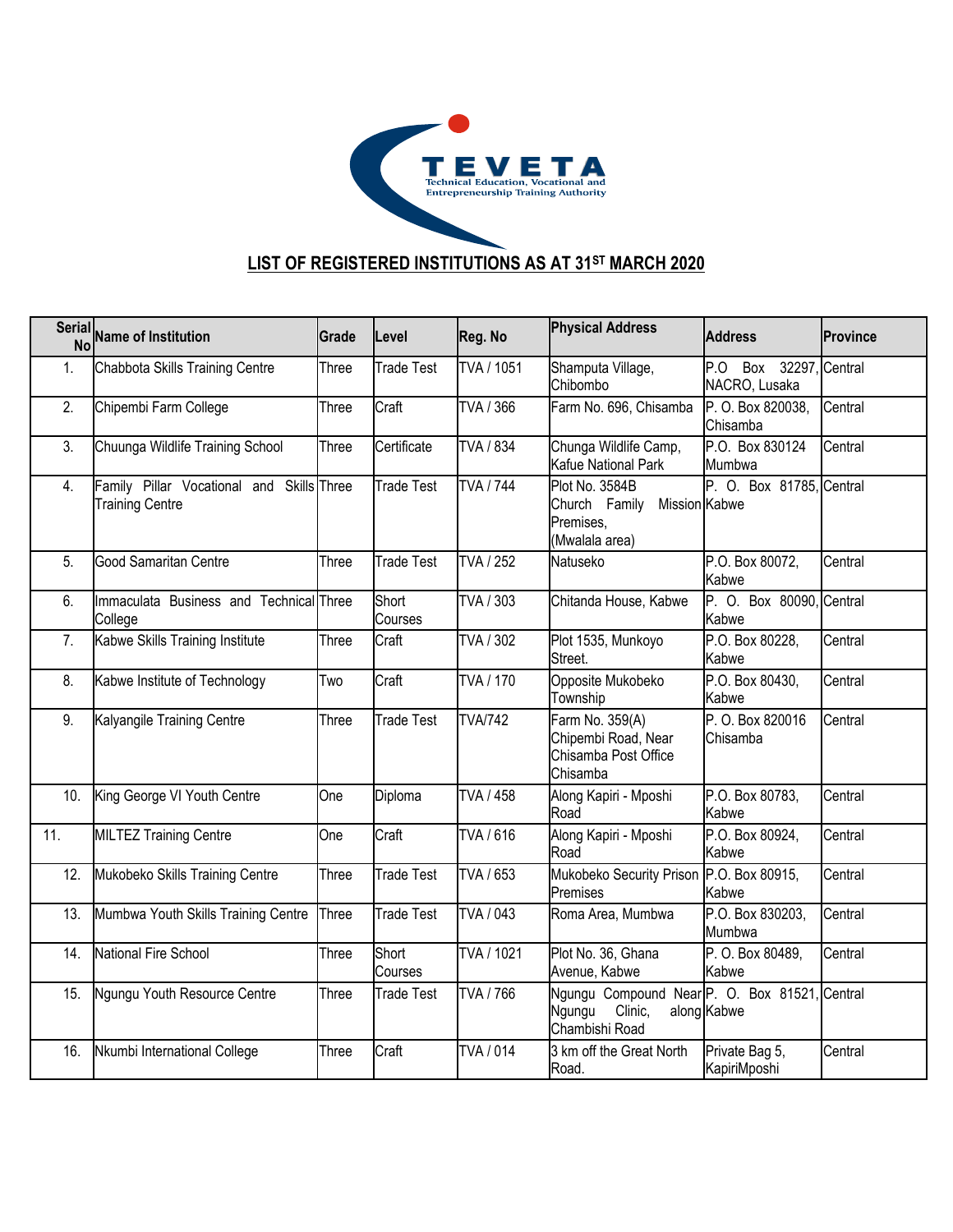TEVETA
Technical Education, Vocational and Entrepreneurship Training Authority

## LIST OF REGISTERED INSTITUTIONS AS AT 31ST MARCH 2020

| Serial No | Name of Institution | Grade | Level | Reg. No | Physical Address | Address | Province |
|---|---|---|---|---|---|---|---|
| 1. | Chabbota Skills Training Centre | Three | Trade Test | TVA / 1051 | Shamputa Village, Chibombo | P.O Box 32297, NACRO, Lusaka | Central |
| 2. | Chipembi Farm College | Three | Craft | TVA / 366 | Farm No. 696, Chisamba | P. O. Box 820038, Chisamba | Central |
| 3. | Chuunga Wildlife Training School | Three | Certificate | TVA / 834 | Chunga Wildlife Camp, Kafue National Park | P.O. Box 830124 Mumbwa | Central |
| 4. | Family Pillar Vocational and Skills Training Centre | Three | Trade Test | TVA / 744 | Plot No. 3584B Church Family Mission Premises, (Mwalala area) | P. O. Box 81785, Kabwe | Central |
| 5. | Good Samaritan Centre | Three | Trade Test | TVA / 252 | Natuseko | P.O. Box 80072, Kabwe | Central |
| 6. | Immaculata Business and Technical College | Three | Short Courses | TVA / 303 | Chitanda House, Kabwe | P. O. Box 80090, Kabwe | Central |
| 7. | Kabwe Skills Training Institute | Three | Craft | TVA / 302 | Plot 1535, Munkoyo Street. | P.O. Box 80228, Kabwe | Central |
| 8. | Kabwe Institute of Technology | Two | Craft | TVA / 170 | Opposite Mukobeko Township | P.O. Box 80430, Kabwe | Central |
| 9. | Kalyangile Training Centre | Three | Trade Test | TVA/742 | Farm No. 359(A) Chipembi Road, Near Chisamba Post Office Chisamba | P. O. Box 820016 Chisamba | Central |
| 10. | King George VI Youth Centre | One | Diploma | TVA / 458 | Along Kapiri - Mposhi Road | P.O. Box 80783, Kabwe | Central |
| 11. | MILTEZ Training Centre | One | Craft | TVA / 616 | Along Kapiri - Mposhi Road | P.O. Box 80924, Kabwe | Central |
| 12. | Mukobeko Skills Training Centre | Three | Trade Test | TVA / 653 | Mukobeko Security Prison Premises | P.O. Box 80915, Kabwe | Central |
| 13. | Mumbwa Youth Skills Training Centre | Three | Trade Test | TVA / 043 | Roma Area, Mumbwa | P.O. Box 830203, Mumbwa | Central |
| 14. | National Fire School | Three | Short Courses | TVA / 1021 | Plot No. 36, Ghana Avenue, Kabwe | P. O. Box 80489, Kabwe | Central |
| 15. | Ngungu Youth Resource Centre | Three | Trade Test | TVA / 766 | Ngungu Compound Near Ngungu Clinic, along Chambishi Road | P. O. Box 81521, Kabwe | Central |
| 16. | Nkumbi International College | Three | Craft | TVA / 014 | 3 km off the Great North Road. | Private Bag 5, KapiriMposhi | Central |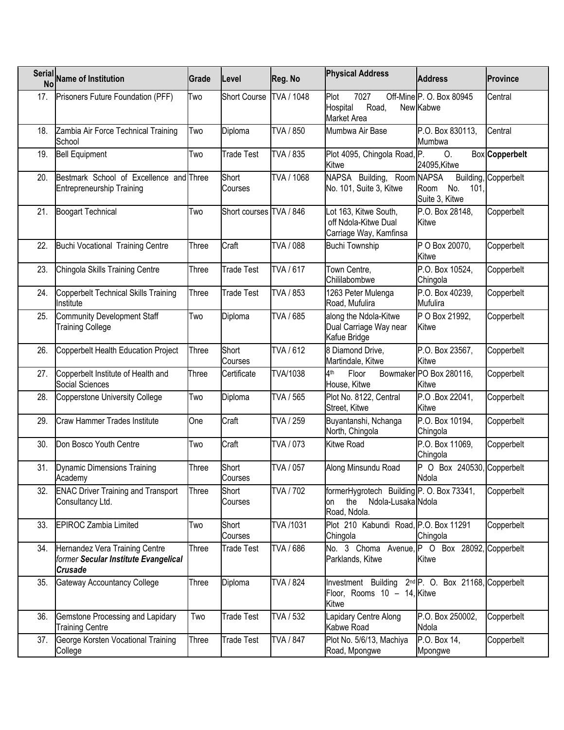| Serial No | Name of Institution | Grade | Level | Reg. No | Physical Address | Address | Province |
|---|---|---|---|---|---|---|---|
| 17. | Prisoners Future Foundation (PFF) | Two | Short Course | TVA / 1048 | Plot 7027 Off-Mine Hospital Road, New Market Area | P. O. Box 80945 Kabwe | Central |
| 18. | Zambia Air Force Technical Training School | Two | Diploma | TVA / 850 | Mumbwa Air Base | P.O. Box 830113, Mumbwa | Central |
| 19. | Bell Equipment | Two | Trade Test | TVA / 835 | Plot 4095, Chingola Road, Kitwe | P. O. Box 24095,Kitwe | **Copperbelt** |
| 20. | Bestmark School of Excellence and Entrepreneurship Training | Three | Short Courses | TVA / 1068 | NAPSA Building, Room No. 101, Suite 3, Kitwe | NAPSA Building, Room No. 101, Suite 3, Kitwe | Copperbelt |
| 21. | Boogart Technical | Two | Short courses | TVA / 846 | Lot 163, Kitwe South, off Ndola-Kitwe Dual Carriage Way, Kamfinsa | P.O. Box 28148, Kitwe | Copperbelt |
| 22. | Buchi Vocational Training Centre | Three | Craft | TVA / 088 | Buchi Township | P O Box 20070, Kitwe | Copperbelt |
| 23. | Chingola Skills Training Centre | Three | Trade Test | TVA / 617 | Town Centre, Chililabombwe | P.O. Box 10524, Chingola | Copperbelt |
| 24. | Copperbelt Technical Skills Training Institute | Three | Trade Test | TVA / 853 | 1263 Peter Mulenga Road, Mufulira | P.O. Box 40239, Mufulira | Copperbelt |
| 25. | Community Development Staff Training College | Two | Diploma | TVA / 685 | along the Ndola-Kitwe Dual Carriage Way near Kafue Bridge | P O Box 21992, Kitwe | Copperbelt |
| 26. | Copperbelt Health Education Project | Three | Short Courses | TVA / 612 | 8 Diamond Drive, Martindale, Kitwe | P.O. Box 23567, Kitwe | Copperbelt |
| 27. | Copperbelt Institute of Health and Social Sciences | Three | Certificate | TVA/1038 | 4th Floor Bowmaker House, Kitwe | PO Box 280116, Kitwe | Copperbelt |
| 28. | Copperstone University College | Two | Diploma | TVA / 565 | Plot No. 8122, Central Street, Kitwe | P.O .Box 22041, Kitwe | Copperbelt |
| 29. | Craw Hammer Trades Institute | One | Craft | TVA / 259 | Buyantanshi, Nchanga North, Chingola | P.O. Box 10194, Chingola | Copperbelt |
| 30. | Don Bosco Youth Centre | Two | Craft | TVA / 073 | Kitwe Road | P.O. Box 11069, Chingola | Copperbelt |
| 31. | Dynamic Dimensions Training Academy | Three | Short Courses | TVA / 057 | Along Minsundu Road | P O Box 240530, Ndola | Copperbelt |
| 32. | ENAC Driver Training and Transport Consultancy Ltd. | Three | Short Courses | TVA / 702 | formerHygrotech Building on the Ndola-Lusaka Road, Ndola. | P. O. Box 73341, Ndola | Copperbelt |
| 33. | EPIROC Zambia Limited | Two | Short Courses | TVA /1031 | Plot 210 Kabundi Road, Chingola | P.O. Box 11291 Chingola | Copperbelt |
| 34. | Hernandez Vera Training Centre *former **Secular Institute Evangelical Crusade*** | Three | Trade Test | TVA / 686 | No. 3 Choma Avenue, Parklands, Kitwe | P O Box 28092, Kitwe | Copperbelt |
| 35. | Gateway Accountancy College | Three | Diploma | TVA / 824 | Investment Building 2nd Floor, Rooms 10 – 14, Kitwe | P. O. Box 21168, Kitwe | Copperbelt |
| 36. | Gemstone Processing and Lapidary Training Centre | Two | Trade Test | TVA / 532 | Lapidary Centre Along Kabwe Road | P.O. Box 250002, Ndola | Copperbelt |
| 37. | George Korsten Vocational Training College | Three | Trade Test | TVA / 847 | Plot No. 5/6/13, Machiya Road, Mpongwe | P.O. Box 14, Mpongwe | Copperbelt |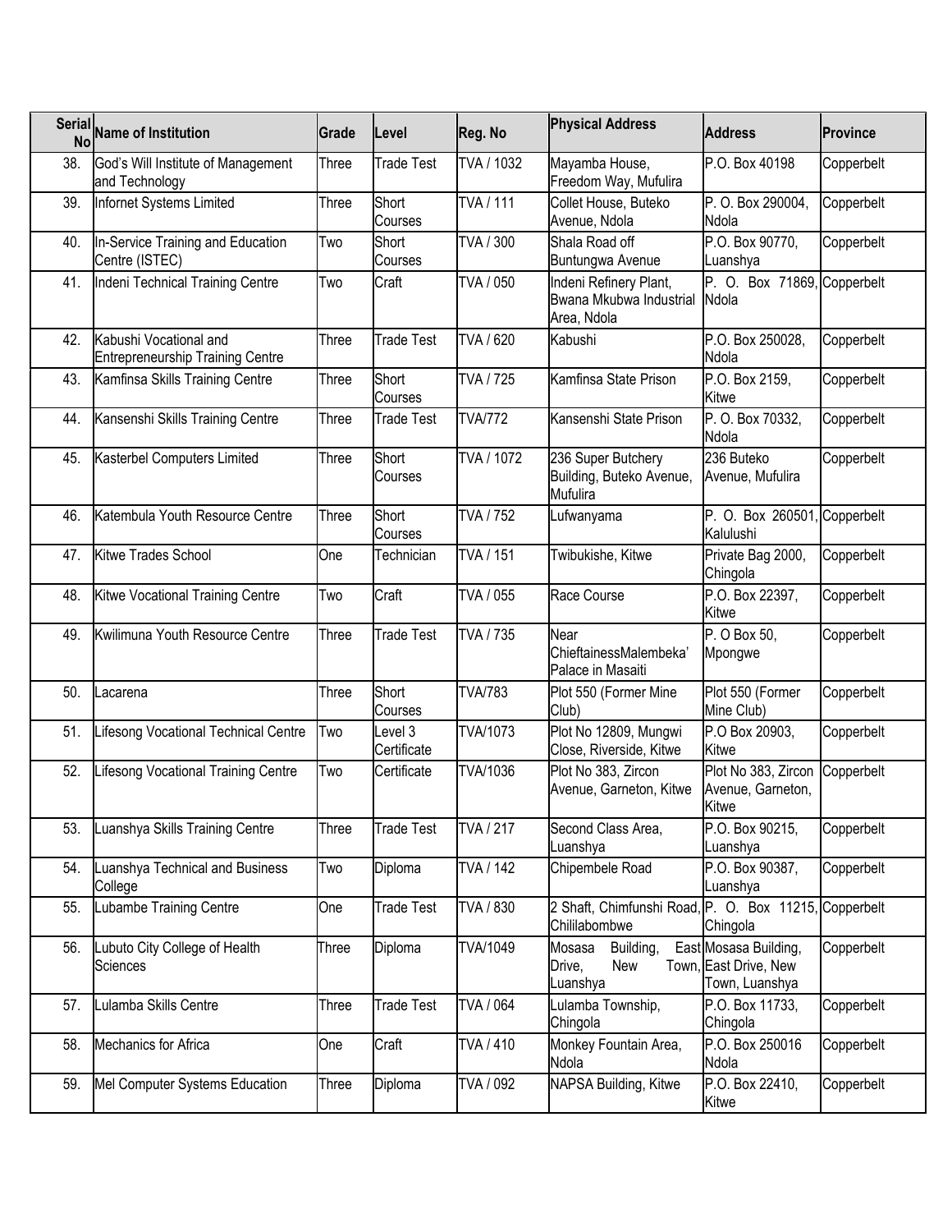| Serial No | Name of Institution | Grade | Level | Reg. No | Physical Address | Address | Province |
|---|---|---|---|---|---|---|---|
| 38. | God's Will Institute of Management and Technology | Three | Trade Test | TVA / 1032 | Mayamba House, Freedom Way, Mufulira | P.O. Box 40198 | Copperbelt |
| 39. | Infornet Systems Limited | Three | Short Courses | TVA / 111 | Collet House, Buteko Avenue, Ndola | P. O. Box 290004, Ndola | Copperbelt |
| 40. | In-Service Training and Education Centre (ISTEC) | Two | Short Courses | TVA / 300 | Shala Road off Buntungwa Avenue | P.O. Box 90770, Luanshya | Copperbelt |
| 41. | Indeni Technical Training Centre | Two | Craft | TVA / 050 | Indeni Refinery Plant, Bwana Mkubwa Industrial Area, Ndola | P. O. Box 71869, Ndola | Copperbelt |
| 42. | Kabushi Vocational and Entrepreneurship Training Centre | Three | Trade Test | TVA / 620 | Kabushi | P.O. Box 250028, Ndola | Copperbelt |
| 43. | Kamfinsa Skills Training Centre | Three | Short Courses | TVA / 725 | Kamfinsa State Prison | P.O. Box 2159, Kitwe | Copperbelt |
| 44. | Kansenshi Skills Training Centre | Three | Trade Test | TVA/772 | Kansenshi State Prison | P. O. Box 70332, Ndola | Copperbelt |
| 45. | Kasterbel Computers Limited | Three | Short Courses | TVA / 1072 | 236 Super Butchery Building, Buteko Avenue, Mufulira | 236 Buteko Avenue, Mufulira | Copperbelt |
| 46. | Katembula Youth Resource Centre | Three | Short Courses | TVA / 752 | Lufwanyama | P. O. Box 260501, Kalulushi | Copperbelt |
| 47. | Kitwe Trades School | One | Technician | TVA / 151 | Twibukishe, Kitwe | Private Bag 2000, Chingola | Copperbelt |
| 48. | Kitwe Vocational Training Centre | Two | Craft | TVA / 055 | Race Course | P.O. Box 22397, Kitwe | Copperbelt |
| 49. | Kwilimuna Youth Resource Centre | Three | Trade Test | TVA / 735 | Near ChieftainessMalembeka' Palace in Masaiti | P. O Box 50, Mpongwe | Copperbelt |
| 50. | Lacarena | Three | Short Courses | TVA/783 | Plot 550 (Former Mine Club) | Plot 550 (Former Mine Club) | Copperbelt |
| 51. | Lifesong Vocational Technical Centre | Two | Level 3 Certificate | TVA/1073 | Plot No 12809, Mungwi Close, Riverside, Kitwe | P.O Box 20903, Kitwe | Copperbelt |
| 52. | Lifesong Vocational Training Centre | Two | Certificate | TVA/1036 | Plot No 383, Zircon Avenue, Garneton, Kitwe | Plot No 383, Zircon Avenue, Garneton, Kitwe | Copperbelt |
| 53. | Luanshya Skills Training Centre | Three | Trade Test | TVA / 217 | Second Class Area, Luanshya | P.O. Box 90215, Luanshya | Copperbelt |
| 54. | Luanshya Technical and Business College | Two | Diploma | TVA / 142 | Chipembele Road | P.O. Box 90387, Luanshya | Copperbelt |
| 55. | Lubambe Training Centre | One | Trade Test | TVA / 830 | 2 Shaft, Chimfunshi Road, Chililabombwe | P. O. Box 11215, Chingola | Copperbelt |
| 56. | Lubuto City College of Health Sciences | Three | Diploma | TVA/1049 | Mosasa Building, East Drive, New Town, Luanshya | Mosasa Building, East Drive, New Town, Luanshya | Copperbelt |
| 57. | Lulamba Skills Centre | Three | Trade Test | TVA / 064 | Lulamba Township, Chingola | P.O. Box 11733, Chingola | Copperbelt |
| 58. | Mechanics for Africa | One | Craft | TVA / 410 | Monkey Fountain Area, Ndola | P.O. Box 250016 Ndola | Copperbelt |
| 59. | Mel Computer Systems Education | Three | Diploma | TVA / 092 | NAPSA Building, Kitwe | P.O. Box 22410, Kitwe | Copperbelt |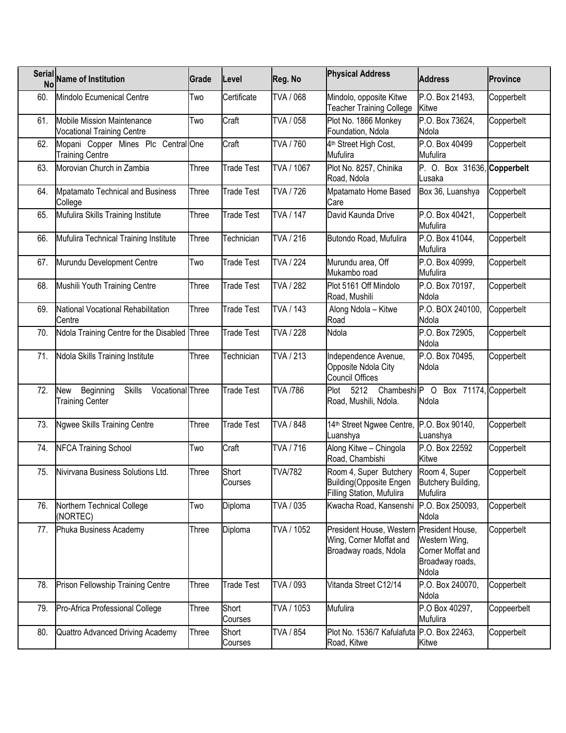| Serial No | Name of Institution | Grade | Level | Reg. No | Physical Address | Address | Province |
|---|---|---|---|---|---|---|---|
| 60. | Mindolo Ecumenical Centre | Two | Certificate | TVA / 068 | Mindolo, opposite Kitwe Teacher Training College | P.O. Box 21493, Kitwe | Copperbelt |
| 61. | Mobile Mission Maintenance Vocational Training Centre | Two | Craft | TVA / 058 | Plot No. 1866 Monkey Foundation, Ndola | P.O. Box 73624, Ndola | Copperbelt |
| 62. | Mopani Copper Mines Plc Central Training Centre | One | Craft | TVA / 760 | 4th Street High Cost, Mufulira | P.O. Box 40499 Mufulira | Copperbelt |
| 63. | Morovian Church in Zambia | Three | Trade Test | TVA / 1067 | Plot No. 8257, Chinika Road, Ndola | P. O. Box 31636, Lusaka | **Copperbelt** |
| 64. | Mpatamato Technical and Business College | Three | Trade Test | TVA / 726 | Mpatamato Home Based Care | Box 36, Luanshya | Copperbelt |
| 65. | Mufulira Skills Training Institute | Three | Trade Test | TVA / 147 | David Kaunda Drive | P.O. Box 40421, Mufulira | Copperbelt |
| 66. | Mufulira Technical Training Institute | Three | Technician | TVA / 216 | Butondo Road, Mufulira | P.O. Box 41044, Mufulira | Copperbelt |
| 67. | Murundu Development Centre | Two | Trade Test | TVA / 224 | Murundu area, Off Mukambo road | P.O. Box 40999, Mufulira | Copperbelt |
| 68. | Mushili Youth Training Centre | Three | Trade Test | TVA / 282 | Plot 5161 Off Mindolo Road, Mushili | P.O. Box 70197, Ndola | Copperbelt |
| 69. | National Vocational Rehabilitation Centre | Three | Trade Test | TVA / 143 | Along Ndola – Kitwe Road | P.O. BOX 240100, Ndola | Copperbelt |
| 70. | Ndola Training Centre for the Disabled | Three | Trade Test | TVA / 228 | Ndola | P.O. Box 72905, Ndola | Copperbelt |
| 71. | Ndola Skills Training Institute | Three | Technician | TVA / 213 | Independence Avenue, Opposite Ndola City Council Offices | P.O. Box 70495, Ndola | Copperbelt |
| 72. | New Beginning Skills Vocational Training Center | Three | Trade Test | TVA /786 | Plot 5212 Chambeshi Road, Mushili, Ndola. | P O Box 71174, Ndola | Copperbelt |
| 73. | Ngwee Skills Training Centre | Three | Trade Test | TVA / 848 | 14th Street Ngwee Centre, Luanshya | P.O. Box 90140, Luanshya | Copperbelt |
| 74. | NFCA Training School | Two | Craft | TVA / 716 | Along Kitwe – Chingola Road, Chambishi | P.O. Box 22592 Kitwe | Copperbelt |
| 75. | Nivirvana Business Solutions Ltd. | Three | Short Courses | TVA/782 | Room 4, Super Butchery Building(Opposite Engen Filling Station, Mufulira | Room 4, Super Butchery Building, Mufulira | Copperbelt |
| 76. | Northern Technical College (NORTEC) | Two | Diploma | TVA / 035 | Kwacha Road, Kansenshi | P.O. Box 250093, Ndola | Copperbelt |
| 77. | Phuka Business Academy | Three | Diploma | TVA / 1052 | President House, Western Wing, Corner Moffat and Broadway roads, Ndola | President House, Western Wing, Corner Moffat and Broadway roads, Ndola | Copperbelt |
| 78. | Prison Fellowship Training Centre | Three | Trade Test | TVA / 093 | Vitanda Street C12/14 | P.O. Box 240070, Ndola | Copperbelt |
| 79. | Pro-Africa Professional College | Three | Short Courses | TVA / 1053 | Mufulira | P.O Box 40297, Mufulira | Coppeerbelt |
| 80. | Quattro Advanced Driving Academy | Three | Short Courses | TVA / 854 | Plot No. 1536/7 Kafulafuta Road, Kitwe | P.O. Box 22463, Kitwe | Copperbelt |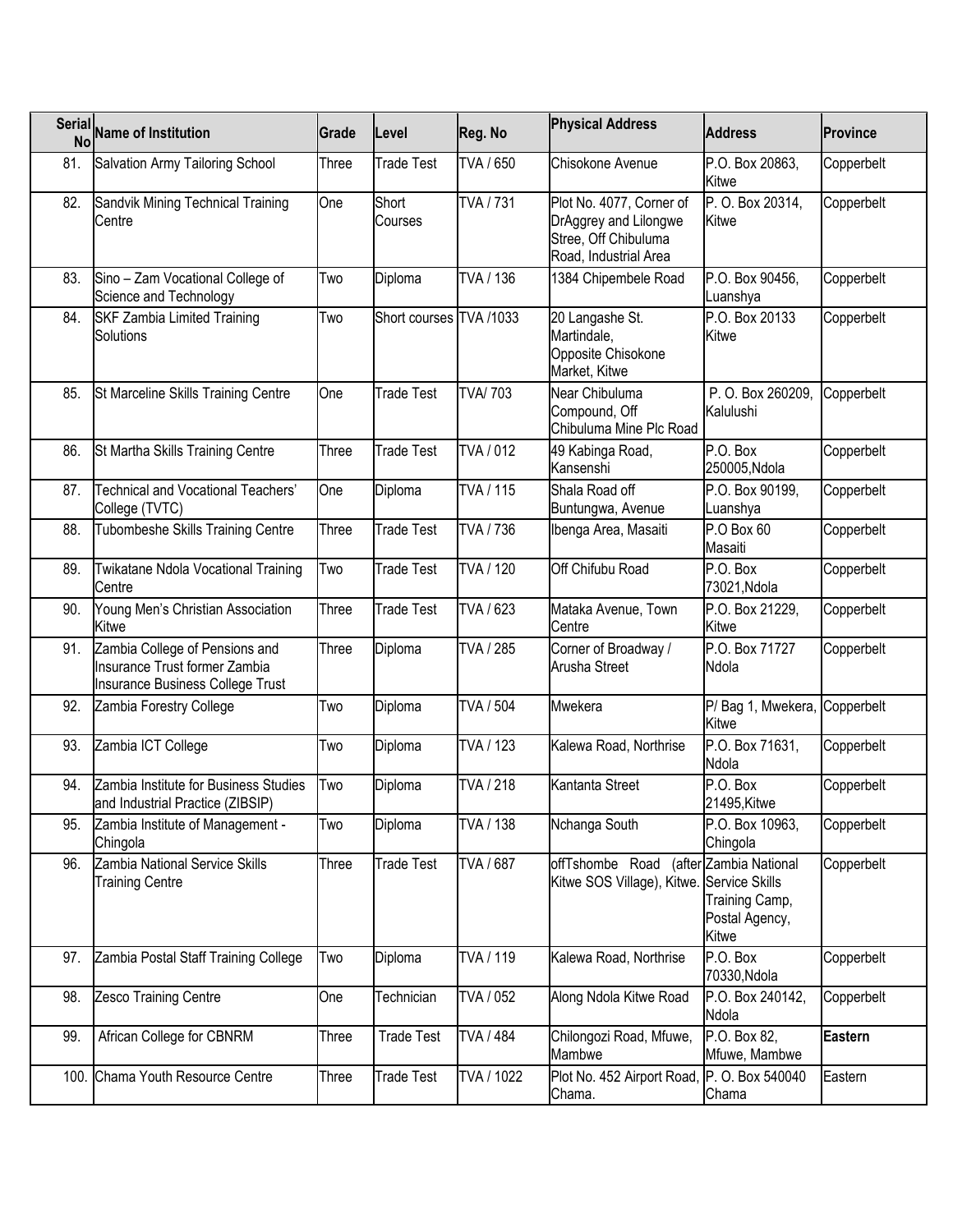| Serial No | Name of Institution | Grade | Level | Reg. No | Physical Address | Address | Province |
|---|---|---|---|---|---|---|---|
| 81. | Salvation Army Tailoring School | Three | Trade Test | TVA / 650 | Chisokone Avenue | P.O. Box 20863, Kitwe | Copperbelt |
| 82. | Sandvik Mining Technical Training Centre | One | Short Courses | TVA / 731 | Plot No. 4077, Corner of DrAggrey and Lilongwe Stree, Off Chibuluma Road, Industrial Area | P. O. Box 20314, Kitwe | Copperbelt |
| 83. | Sino – Zam Vocational College of Science and Technology | Two | Diploma | TVA / 136 | 1384 Chipembele Road | P.O. Box 90456, Luanshya | Copperbelt |
| 84. | SKF Zambia Limited Training Solutions | Two | Short courses | TVA /1033 | 20 Langashe St. Martindale, Opposite Chisokone Market, Kitwe | P.O. Box 20133 Kitwe | Copperbelt |
| 85. | St Marceline Skills Training Centre | One | Trade Test | TVA/ 703 | Near Chibuluma Compound, Off Chibuluma Mine Plc Road | P. O. Box 260209, Kalulushi | Copperbelt |
| 86. | St Martha Skills Training Centre | Three | Trade Test | TVA / 012 | 49 Kabinga Road, Kansenshi | P.O. Box 250005,Ndola | Copperbelt |
| 87. | Technical and Vocational Teachers' College (TVTC) | One | Diploma | TVA / 115 | Shala Road off Buntungwa, Avenue | P.O. Box 90199, Luanshya | Copperbelt |
| 88. | Tubombeshe Skills Training Centre | Three | Trade Test | TVA / 736 | Ibenga Area, Masaiti | P.O Box 60 Masaiti | Copperbelt |
| 89. | Twikatane Ndola Vocational Training Centre | Two | Trade Test | TVA / 120 | Off Chifubu Road | P.O. Box 73021,Ndola | Copperbelt |
| 90. | Young Men's Christian Association Kitwe | Three | Trade Test | TVA / 623 | Mataka Avenue, Town Centre | P.O. Box 21229, Kitwe | Copperbelt |
| 91. | Zambia College of Pensions and Insurance Trust former Zambia Insurance Business College Trust | Three | Diploma | TVA / 285 | Corner of Broadway / Arusha Street | P.O. Box 71727 Ndola | Copperbelt |
| 92. | Zambia Forestry College | Two | Diploma | TVA / 504 | Mwekera | P/ Bag 1, Mwekera, Kitwe | Copperbelt |
| 93. | Zambia ICT College | Two | Diploma | TVA / 123 | Kalewa Road, Northrise | P.O. Box 71631, Ndola | Copperbelt |
| 94. | Zambia Institute for Business Studies and Industrial Practice (ZIBSIP) | Two | Diploma | TVA / 218 | Kantanta Street | P.O. Box 21495,Kitwe | Copperbelt |
| 95. | Zambia Institute of Management - Chingola | Two | Diploma | TVA / 138 | Nchanga South | P.O. Box 10963, Chingola | Copperbelt |
| 96. | Zambia National Service Skills Training Centre | Three | Trade Test | TVA / 687 | offTshombe Road (after Kitwe SOS Village), Kitwe. | Zambia National Service Skills Training Camp, Postal Agency, Kitwe | Copperbelt |
| 97. | Zambia Postal Staff Training College | Two | Diploma | TVA / 119 | Kalewa Road, Northrise | P.O. Box 70330,Ndola | Copperbelt |
| 98. | Zesco Training Centre | One | Technician | TVA / 052 | Along Ndola Kitwe Road | P.O. Box 240142, Ndola | Copperbelt |
| 99. | African College for CBNRM | Three | Trade Test | TVA / 484 | Chilongozi Road, Mfuwe, Mambwe | P.O. Box 82, Mfuwe, Mambwe | **Eastern** |
| 100. | Chama Youth Resource Centre | Three | Trade Test | TVA / 1022 | Plot No. 452 Airport Road, Chama. | P. O. Box 540040 Chama | Eastern |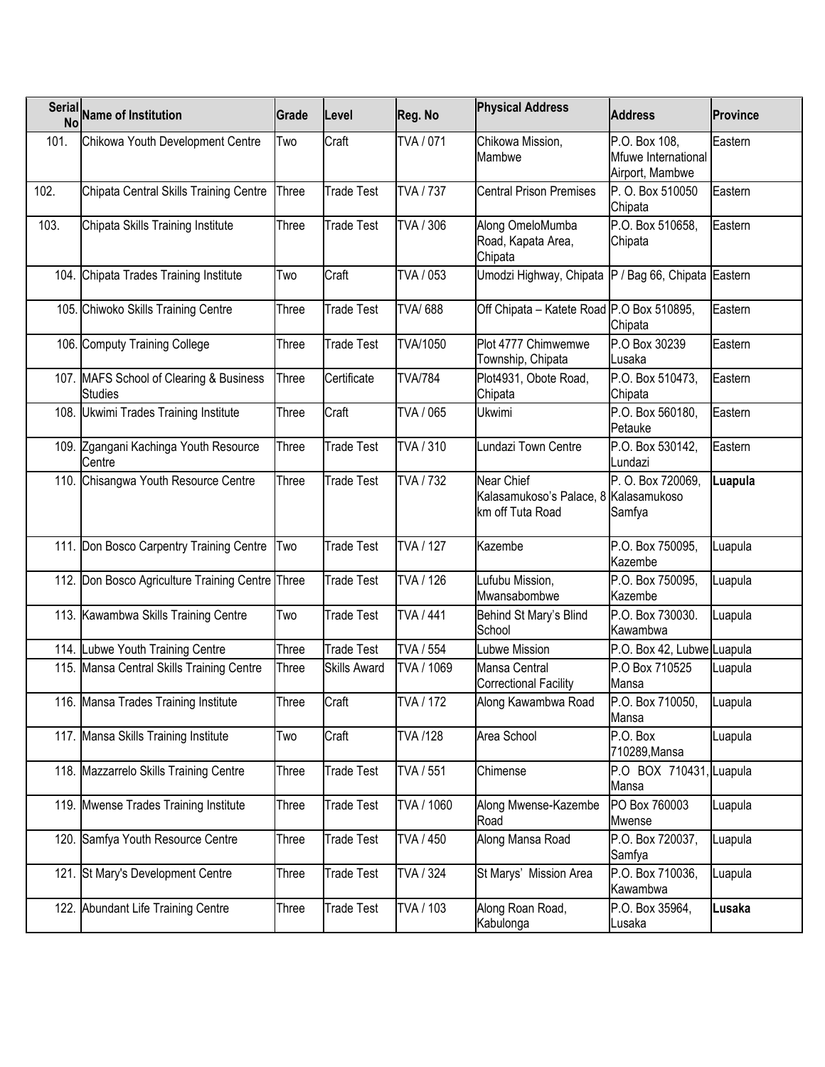| Serial No | Name of Institution | Grade | Level | Reg. No | Physical Address | Address | Province |
|---|---|---|---|---|---|---|---|
| 101. | Chikowa Youth Development Centre | Two | Craft | TVA / 071 | Chikowa Mission, Mambwe | P.O. Box 108, Mfuwe International Airport, Mambwe | Eastern |
| 102. | Chipata Central Skills Training Centre | Three | Trade Test | TVA / 737 | Central Prison Premises | P. O. Box 510050 Chipata | Eastern |
| 103. | Chipata Skills Training Institute | Three | Trade Test | TVA / 306 | Along OmeloMumba Road, Kapata Area, Chipata | P.O. Box 510658, Chipata | Eastern |
| 104. | Chipata Trades Training Institute | Two | Craft | TVA / 053 | Umodzi Highway, Chipata | P / Bag 66, Chipata | Eastern |
| 105. | Chiwoko Skills Training Centre | Three | Trade Test | TVA/ 688 | Off Chipata – Katete Road | P.O Box 510895, Chipata | Eastern |
| 106. | Computy Training College | Three | Trade Test | TVA/1050 | Plot 4777 Chimwemwe Township, Chipata | P.O Box 30239 Lusaka | Eastern |
| 107. | MAFS School of Clearing & Business Studies | Three | Certificate | TVA/784 | Plot4931, Obote Road, Chipata | P.O. Box 510473, Chipata | Eastern |
| 108. | Ukwimi Trades Training Institute | Three | Craft | TVA / 065 | Ukwimi | P.O. Box 560180, Petauke | Eastern |
| 109. | Zgangani Kachinga Youth Resource Centre | Three | Trade Test | TVA / 310 | Lundazi Town Centre | P.O. Box 530142, Lundazi | Eastern |
| 110. | Chisangwa Youth Resource Centre | Three | Trade Test | TVA / 732 | Near Chief Kalasamukoso's Palace, 8 km off Tuta Road | P. O. Box 720069, Kalasamukoso Samfya | **Luapula** |
| 111. | Don Bosco Carpentry Training Centre | Two | Trade Test | TVA / 127 | Kazembe | P.O. Box 750095, Kazembe | Luapula |
| 112. | Don Bosco Agriculture Training Centre | Three | Trade Test | TVA / 126 | Lufubu Mission, Mwansabombwe | P.O. Box 750095, Kazembe | Luapula |
| 113. | Kawambwa Skills Training Centre | Two | Trade Test | TVA / 441 | Behind St Mary's Blind School | P.O. Box 730030. Kawambwa | Luapula |
| 114. | Lubwe Youth Training Centre | Three | Trade Test | TVA / 554 | Lubwe Mission | P.O. Box 42, Lubwe | Luapula |
| 115. | Mansa Central Skills Training Centre | Three | Skills Award | TVA / 1069 | Mansa Central Correctional Facility | P.O Box 710525 Mansa | Luapula |
| 116. | Mansa Trades Training Institute | Three | Craft | TVA / 172 | Along Kawambwa Road | P.O. Box 710050, Mansa | Luapula |
| 117. | Mansa Skills Training Institute | Two | Craft | TVA /128 | Area School | P.O. Box 710289,Mansa | Luapula |
| 118. | Mazzarrelo Skills Training Centre | Three | Trade Test | TVA / 551 | Chimense | P.O BOX 710431, Mansa | Luapula |
| 119. | Mwense Trades Training Institute | Three | Trade Test | TVA / 1060 | Along Mwense-Kazembe Road | PO Box 760003 Mwense | Luapula |
| 120. | Samfya Youth Resource Centre | Three | Trade Test | TVA / 450 | Along Mansa Road | P.O. Box 720037, Samfya | Luapula |
| 121. | St Mary's Development Centre | Three | Trade Test | TVA / 324 | St Marys' Mission Area | P.O. Box 710036, Kawambwa | Luapula |
| 122. | Abundant Life Training Centre | Three | Trade Test | TVA / 103 | Along Roan Road, Kabulonga | P.O. Box 35964, Lusaka | **Lusaka** |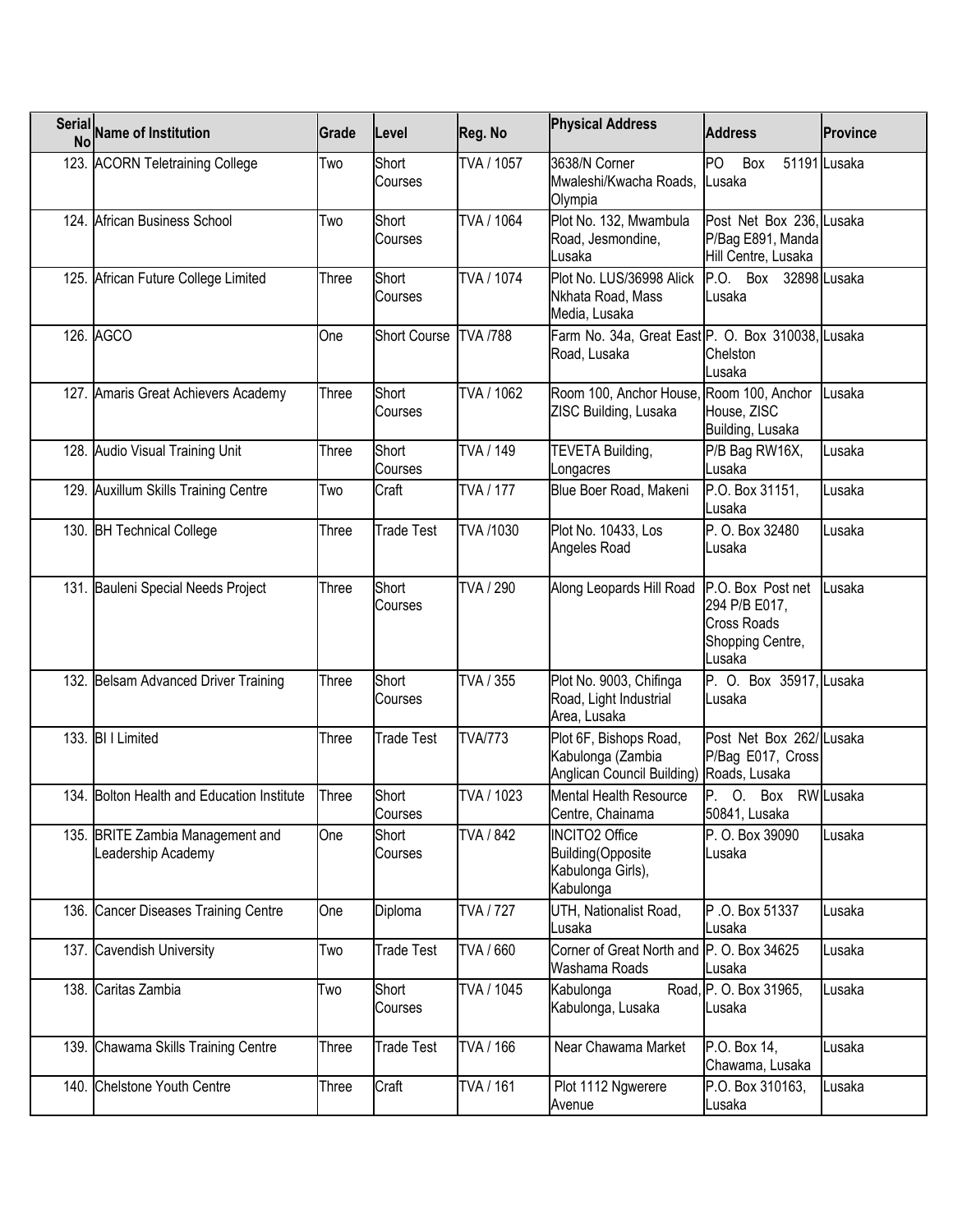| Serial No | Name of Institution | Grade | Level | Reg. No | Physical Address | Address | Province |
|---|---|---|---|---|---|---|---|
| 123. | ACORN Teletraining College | Two | Short Courses | TVA / 1057 | 3638/N Corner Mwaleshi/Kwacha Roads, Olympia | PO Box 51191 Lusaka | Lusaka |
| 124. | African Business School | Two | Short Courses | TVA / 1064 | Plot No. 132, Mwambula Road, Jesmondine, Lusaka | Post Net Box 236, P/Bag E891, Manda Hill Centre, Lusaka | Lusaka |
| 125. | African Future College Limited | Three | Short Courses | TVA / 1074 | Plot No. LUS/36998 Alick Nkhata Road, Mass Media, Lusaka | P.O. Box 32898 Lusaka | Lusaka |
| 126. | AGCO | One | Short Course | TVA /788 | Farm No. 34a, Great East Road, Lusaka | P. O. Box 310038, Chelston Lusaka | Lusaka |
| 127. | Amaris Great Achievers Academy | Three | Short Courses | TVA / 1062 | Room 100, Anchor House, ZISC Building, Lusaka | Room 100, Anchor House, ZISC Building, Lusaka | Lusaka |
| 128. | Audio Visual Training Unit | Three | Short Courses | TVA / 149 | TEVETA Building, Longacres | P/B Bag RW16X, Lusaka | Lusaka |
| 129. | Auxillum Skills Training Centre | Two | Craft | TVA / 177 | Blue Boer Road, Makeni | P.O. Box 31151, Lusaka | Lusaka |
| 130. | BH Technical College | Three | Trade Test | TVA /1030 | Plot No. 10433, Los Angeles Road | P. O. Box 32480 Lusaka | Lusaka |
| 131. | Bauleni Special Needs Project | Three | Short Courses | TVA / 290 | Along Leopards Hill Road | P.O. Box Post net 294 P/B E017, Cross Roads Shopping Centre, Lusaka | Lusaka |
| 132. | Belsam Advanced Driver Training | Three | Short Courses | TVA / 355 | Plot No. 9003, Chifinga Road, Light Industrial Area, Lusaka | P. O. Box 35917, Lusaka | Lusaka |
| 133. | BI I Limited | Three | Trade Test | TVA/773 | Plot 6F, Bishops Road, Kabulonga (Zambia Anglican Council Building) | Post Net Box 262/ P/Bag E017, Cross Roads, Lusaka | Lusaka |
| 134. | Bolton Health and Education Institute | Three | Short Courses | TVA / 1023 | Mental Health Resource Centre, Chainama | P. O. Box RW 50841, Lusaka | Lusaka |
| 135. | BRITE Zambia Management and Leadership Academy | One | Short Courses | TVA / 842 | INCITO2 Office Building(Opposite Kabulonga Girls), Kabulonga | P. O. Box 39090 Lusaka | Lusaka |
| 136. | Cancer Diseases Training Centre | One | Diploma | TVA / 727 | UTH, Nationalist Road, Lusaka | P .O. Box 51337 Lusaka | Lusaka |
| 137. | Cavendish University | Two | Trade Test | TVA / 660 | Corner of Great North and Washama Roads | P. O. Box 34625 Lusaka | Lusaka |
| 138. | Caritas Zambia | Two | Short Courses | TVA / 1045 | Kabulonga Road, Kabulonga, Lusaka | P. O. Box 31965, Lusaka | Lusaka |
| 139. | Chawama Skills Training Centre | Three | Trade Test | TVA / 166 | Near Chawama Market | P.O. Box 14, Chawama, Lusaka | Lusaka |
| 140. | Chelstone Youth Centre | Three | Craft | TVA / 161 | Plot 1112 Ngwerere Avenue | P.O. Box 310163, Lusaka | Lusaka |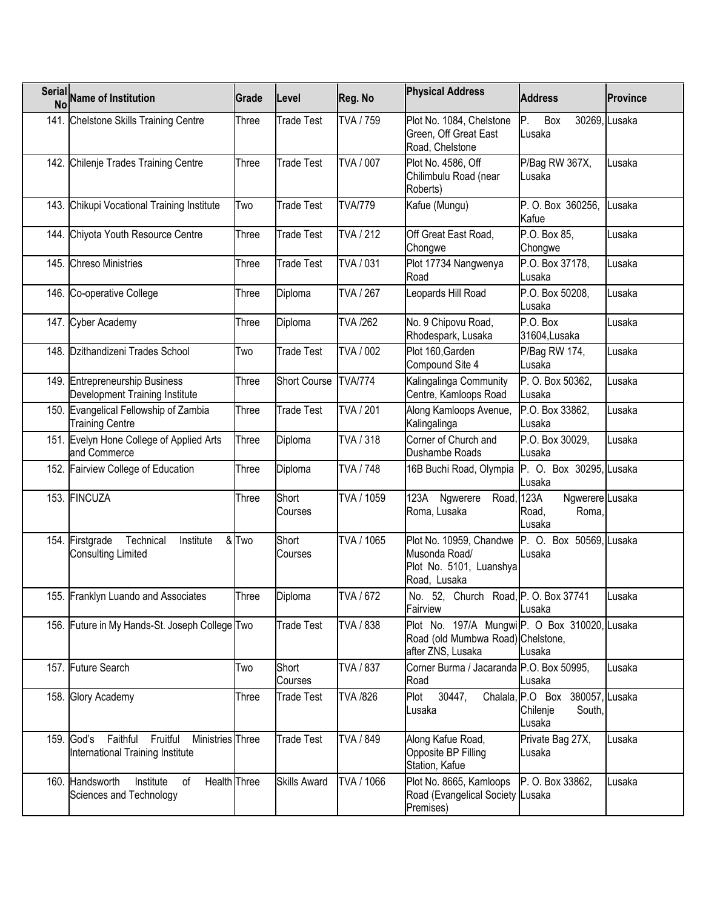| Serial No | Name of Institution | Grade | Level | Reg. No | Physical Address | Address | Province |
|---|---|---|---|---|---|---|---|
| 141. | Chelstone Skills Training Centre | Three | Trade Test | TVA / 759 | Plot No. 1084, Chelstone Green, Off Great East Road, Chelstone | P. Box 30269, Lusaka | Lusaka |
| 142. | Chilenje Trades Training Centre | Three | Trade Test | TVA / 007 | Plot No. 4586, Off Chilimbulu Road (near Roberts) | P/Bag RW 367X, Lusaka | Lusaka |
| 143. | Chikupi Vocational Training Institute | Two | Trade Test | TVA/779 | Kafue (Mungu) | P. O. Box 360256, Kafue | Lusaka |
| 144. | Chiyota Youth Resource Centre | Three | Trade Test | TVA / 212 | Off Great East Road, Chongwe | P.O. Box 85, Chongwe | Lusaka |
| 145. | Chreso Ministries | Three | Trade Test | TVA / 031 | Plot 17734 Nangwenya Road | P.O. Box 37178, Lusaka | Lusaka |
| 146. | Co-operative College | Three | Diploma | TVA / 267 | Leopards Hill Road | P.O. Box 50208, Lusaka | Lusaka |
| 147. | Cyber Academy | Three | Diploma | TVA /262 | No. 9 Chipovu Road, Rhodespark, Lusaka | P.O. Box 31604,Lusaka | Lusaka |
| 148. | Dzithandizeni Trades School | Two | Trade Test | TVA / 002 | Plot 160,Garden Compound Site 4 | P/Bag RW 174, Lusaka | Lusaka |
| 149. | Entrepreneurship Business Development Training Institute | Three | Short Course | TVA/774 | Kalingalinga Community Centre, Kamloops Road | P. O. Box 50362, Lusaka | Lusaka |
| 150. | Evangelical Fellowship of Zambia Training Centre | Three | Trade Test | TVA / 201 | Along Kamloops Avenue, Kalingalinga | P.O. Box 33862, Lusaka | Lusaka |
| 151. | Evelyn Hone College of Applied Arts and Commerce | Three | Diploma | TVA / 318 | Corner of Church and Dushambe Roads | P.O. Box 30029, Lusaka | Lusaka |
| 152. | Fairview College of Education | Three | Diploma | TVA / 748 | 16B Buchi Road, Olympia | P. O. Box 30295, Lusaka | Lusaka |
| 153. | FINCUZA | Three | Short Courses | TVA / 1059 | 123A Ngwerere Road, Roma, Lusaka | 123A Ngwerere Road, Roma, Lusaka | Lusaka |
| 154. | Firstgrade Technical Institute & Consulting Limited | Two | Short Courses | TVA / 1065 | Plot No. 10959, Chandwe Musonda Road/ Plot No. 5101, Luanshya Road, Lusaka | P. O. Box 50569, Lusaka | Lusaka |
| 155. | Franklyn Luando and Associates | Three | Diploma | TVA / 672 | No. 52, Church Road, Fairview | P. O. Box 37741 Lusaka | Lusaka |
| 156. | Future in My Hands-St. Joseph College | Two | Trade Test | TVA / 838 | Plot No. 197/A Mungwi Road (old Mumbwa Road) after ZNS, Lusaka | P. O Box 310020, Chelstone, Lusaka | Lusaka |
| 157. | Future Search | Two | Short Courses | TVA / 837 | Corner Burma / Jacaranda Road | P.O. Box 50995, Lusaka | Lusaka |
| 158. | Glory Academy | Three | Trade Test | TVA /826 | Plot 30447, Chalala, Lusaka | P.O Box 380057, Chilenje South, Lusaka | Lusaka |
| 159. | God's Faithful Fruitful Ministries International Training Institute | Three | Trade Test | TVA / 849 | Along Kafue Road, Opposite BP Filling Station, Kafue | Private Bag 27X, Lusaka | Lusaka |
| 160. | Handsworth Institute of Health Sciences and Technology | Three | Skills Award | TVA / 1066 | Plot No. 8665, Kamloops Road (Evangelical Society Premises) | P. O. Box 33862, Lusaka | Lusaka |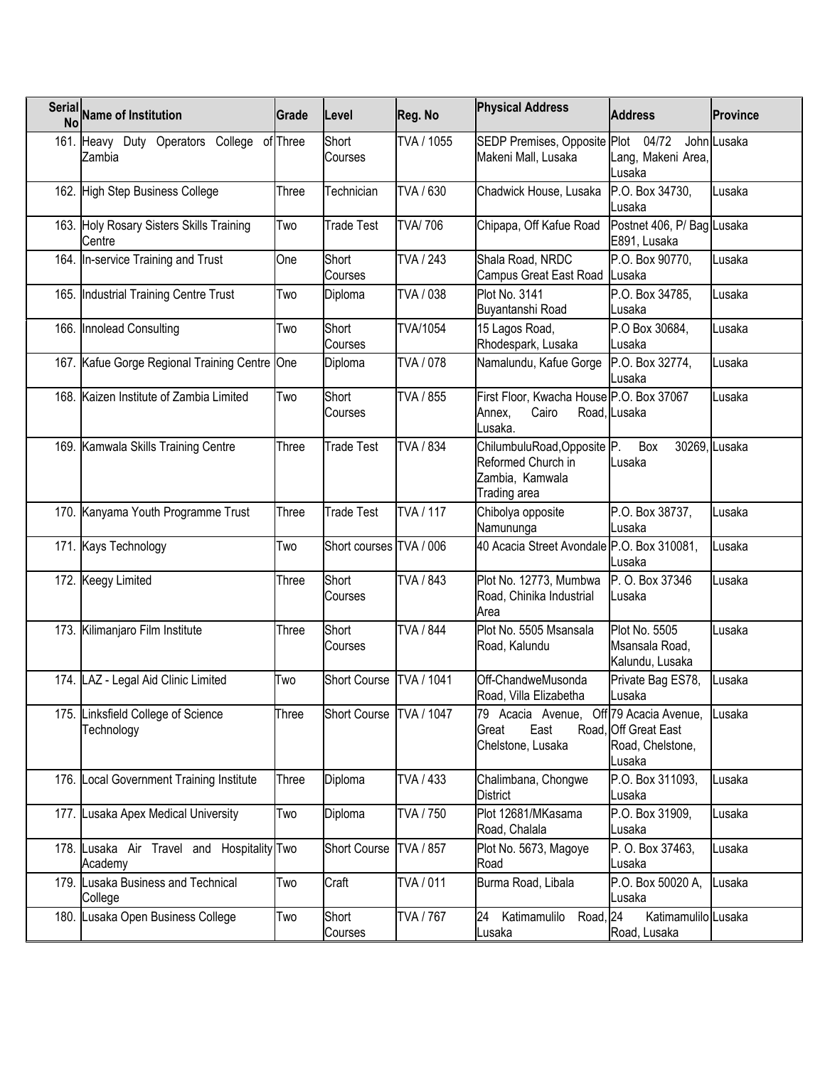| Serial No | Name of Institution | Grade | Level | Reg. No | Physical Address | Address | Province |
|---|---|---|---|---|---|---|---|
| 161. | Heavy Duty Operators College of Zambia | Three | Short Courses | TVA / 1055 | SEDP Premises, Opposite Makeni Mall, Lusaka | Plot 04/72 John Lang, Makeni Area, Lusaka | Lusaka |
| 162. | High Step Business College | Three | Technician | TVA / 630 | Chadwick House, Lusaka | P.O. Box 34730, Lusaka | Lusaka |
| 163. | Holy Rosary Sisters Skills Training Centre | Two | Trade Test | TVA/ 706 | Chipapa, Off Kafue Road | Postnet 406, P/ Bag E891, Lusaka | Lusaka |
| 164. | In-service Training and Trust | One | Short Courses | TVA / 243 | Shala Road, NRDC Campus Great East Road | P.O. Box 90770, Lusaka | Lusaka |
| 165. | Industrial Training Centre Trust | Two | Diploma | TVA / 038 | Plot No. 3141 Buyantanshi Road | P.O. Box 34785, Lusaka | Lusaka |
| 166. | Innolead Consulting | Two | Short Courses | TVA/1054 | 15 Lagos Road, Rhodespark, Lusaka | P.O Box 30684, Lusaka | Lusaka |
| 167. | Kafue Gorge Regional Training Centre | One | Diploma | TVA / 078 | Namalundu, Kafue Gorge | P.O. Box 32774, Lusaka | Lusaka |
| 168. | Kaizen Institute of Zambia Limited | Two | Short Courses | TVA / 855 | First Floor, Kwacha House Annex, Cairo Road, Lusaka. | P.O. Box 37067 Lusaka | Lusaka |
| 169. | Kamwala Skills Training Centre | Three | Trade Test | TVA / 834 | ChilumbuluRoad,Opposite Reformed Church in Zambia, Kamwala Trading area | P. Box 30269, Lusaka | Lusaka |
| 170. | Kanyama Youth Programme Trust | Three | Trade Test | TVA / 117 | Chibolya opposite Namununga | P.O. Box 38737, Lusaka | Lusaka |
| 171. | Kays Technology | Two | Short courses | TVA / 006 | 40 Acacia Street Avondale | P.O. Box 310081, Lusaka | Lusaka |
| 172. | Keegy Limited | Three | Short Courses | TVA / 843 | Plot No. 12773, Mumbwa Road, Chinika Industrial Area | P. O. Box 37346 Lusaka | Lusaka |
| 173. | Kilimanjaro Film Institute | Three | Short Courses | TVA / 844 | Plot No. 5505 Msansala Road, Kalundu | Plot No. 5505 Msansala Road, Kalundu, Lusaka | Lusaka |
| 174. | LAZ - Legal Aid Clinic Limited | Two | Short Course | TVA / 1041 | Off-ChandweMusonda Road, Villa Elizabetha | Private Bag ES78, Lusaka | Lusaka |
| 175. | Linksfield College of Science Technology | Three | Short Course | TVA / 1047 | 79 Acacia Avenue, Off Great East Road, Chelstone, Lusaka | 79 Acacia Avenue, Off Great East Road, Chelstone, Lusaka | Lusaka |
| 176. | Local Government Training Institute | Three | Diploma | TVA / 433 | Chalimbana, Chongwe District | P.O. Box 311093, Lusaka | Lusaka |
| 177. | Lusaka Apex Medical University | Two | Diploma | TVA / 750 | Plot 12681/MKasama Road, Chalala | P.O. Box 31909, Lusaka | Lusaka |
| 178. | Lusaka Air Travel and Hospitality Academy | Two | Short Course | TVA / 857 | Plot No. 5673, Magoye Road | P. O. Box 37463, Lusaka | Lusaka |
| 179. | Lusaka Business and Technical College | Two | Craft | TVA / 011 | Burma Road, Libala | P.O. Box 50020 A, Lusaka | Lusaka |
| 180. | Lusaka Open Business College | Two | Short Courses | TVA / 767 | 24 Katimamulilo Road, Lusaka | 24 Katimamulilo Road, Lusaka | Lusaka |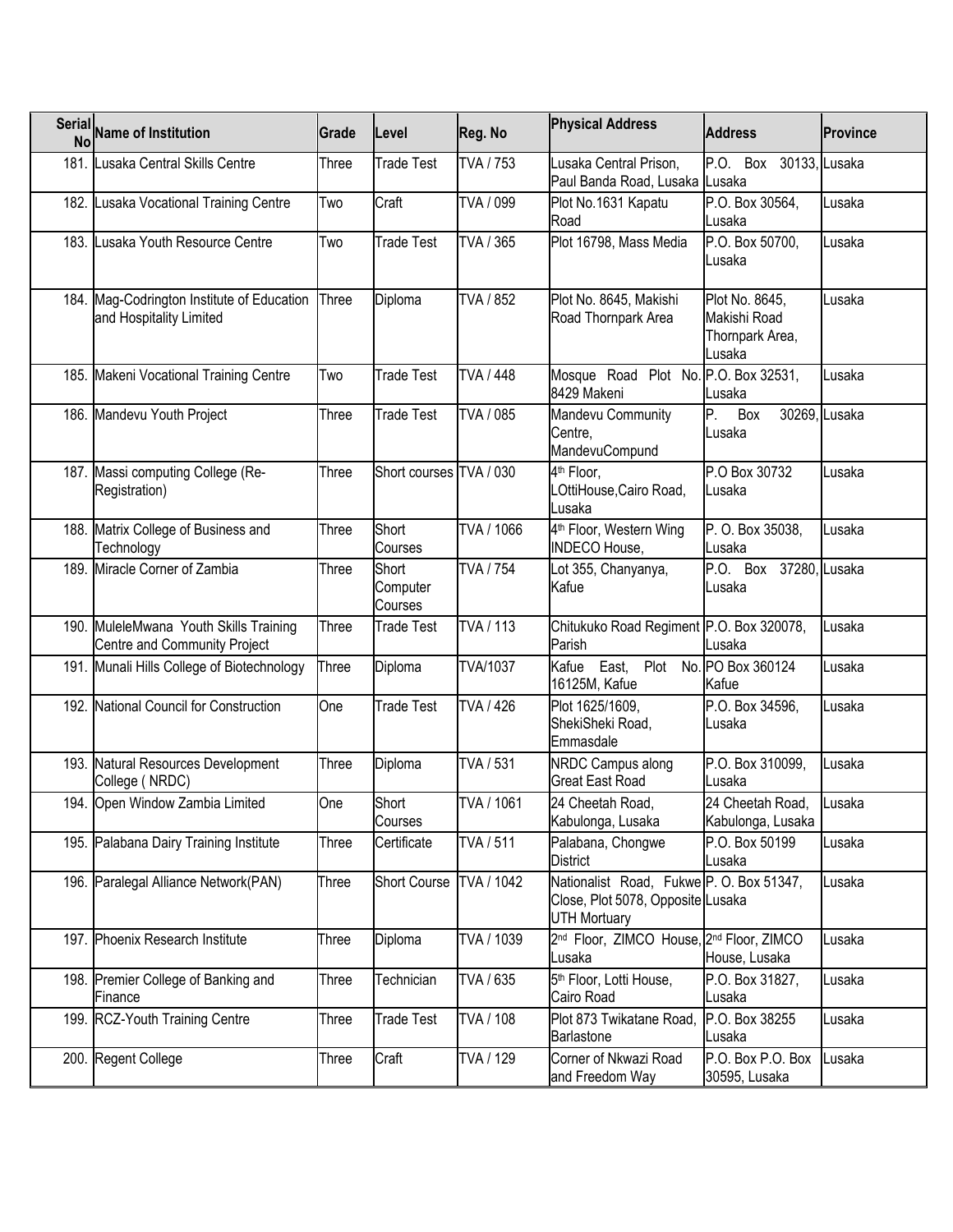| Serial No | Name of Institution | Grade | Level | Reg. No | Physical Address | Address | Province |
|---|---|---|---|---|---|---|---|
| 181. | Lusaka Central Skills Centre | Three | Trade Test | TVA / 753 | Lusaka Central Prison, Paul Banda Road, Lusaka | P.O. Box 30133, Lusaka | Lusaka |
| 182. | Lusaka Vocational Training Centre | Two | Craft | TVA / 099 | Plot No.1631 Kapatu Road | P.O. Box 30564, Lusaka | Lusaka |
| 183. | Lusaka Youth Resource Centre | Two | Trade Test | TVA / 365 | Plot 16798, Mass Media | P.O. Box 50700, Lusaka | Lusaka |
| 184. | Mag-Codrington Institute of Education and Hospitality Limited | Three | Diploma | TVA / 852 | Plot No. 8645, Makishi Road Thornpark Area | Plot No. 8645, Makishi Road Thornpark Area, Lusaka | Lusaka |
| 185. | Makeni Vocational Training Centre | Two | Trade Test | TVA / 448 | Mosque Road Plot No. 8429 Makeni | P.O. Box 32531, Lusaka | Lusaka |
| 186. | Mandevu Youth Project | Three | Trade Test | TVA / 085 | Mandevu Community Centre, MandevuCompund | P. Box 30269, Lusaka | Lusaka |
| 187. | Massi computing College (Re-Registration) | Three | Short courses | TVA / 030 | 4th Floor, LOttiHouse,Cairo Road, Lusaka | P.O Box 30732 Lusaka | Lusaka |
| 188. | Matrix College of Business and Technology | Three | Short Courses | TVA / 1066 | 4th Floor, Western Wing INDECO House, | P. O. Box 35038, Lusaka | Lusaka |
| 189. | Miracle Corner of Zambia | Three | Short Computer Courses | TVA / 754 | Lot 355, Chanyanya, Kafue | P.O. Box 37280, Lusaka | Lusaka |
| 190. | MuleleMwana Youth Skills Training Centre and Community Project | Three | Trade Test | TVA / 113 | Chitukuko Road Regiment Parish | P.O. Box 320078, Lusaka | Lusaka |
| 191. | Munali Hills College of Biotechnology | Three | Diploma | TVA/1037 | Kafue East, Plot No. 16125M, Kafue | PO Box 360124 Kafue | Lusaka |
| 192. | National Council for Construction | One | Trade Test | TVA / 426 | Plot 1625/1609, ShekiSheki Road, Emmasdale | P.O. Box 34596, Lusaka | Lusaka |
| 193. | Natural Resources Development College ( NRDC) | Three | Diploma | TVA / 531 | NRDC Campus along Great East Road | P.O. Box 310099, Lusaka | Lusaka |
| 194. | Open Window Zambia Limited | One | Short Courses | TVA / 1061 | 24 Cheetah Road, Kabulonga, Lusaka | 24 Cheetah Road, Kabulonga, Lusaka | Lusaka |
| 195. | Palabana Dairy Training Institute | Three | Certificate | TVA / 511 | Palabana, Chongwe District | P.O. Box 50199 Lusaka | Lusaka |
| 196. | Paralegal Alliance Network(PAN) | Three | Short Course | TVA / 1042 | Nationalist Road, Fukwe Close, Plot 5078, Opposite UTH Mortuary | P. O. Box 51347, Lusaka | Lusaka |
| 197. | Phoenix Research Institute | Three | Diploma | TVA / 1039 | 2nd Floor, ZIMCO House, Lusaka | 2nd Floor, ZIMCO House, Lusaka | Lusaka |
| 198. | Premier College of Banking and Finance | Three | Technician | TVA / 635 | 5th Floor, Lotti House, Cairo Road | P.O. Box 31827, Lusaka | Lusaka |
| 199. | RCZ-Youth Training Centre | Three | Trade Test | TVA / 108 | Plot 873 Twikatane Road, Barlastone | P.O. Box 38255 Lusaka | Lusaka |
| 200. | Regent College | Three | Craft | TVA / 129 | Corner of Nkwazi Road and Freedom Way | P.O. Box P.O. Box 30595, Lusaka | Lusaka |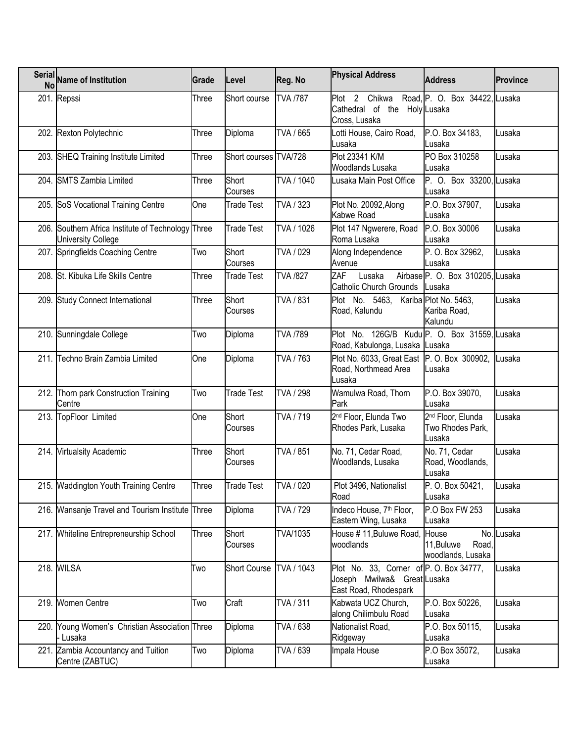| Serial No | Name of Institution | Grade | Level | Reg. No | Physical Address | Address | Province |
|---|---|---|---|---|---|---|---|
| 201. | Repssi | Three | Short course | TVA /787 | Plot 2 Chikwa Road, Cathedral of the Holy Cross, Lusaka | P. O. Box 34422, Lusaka | Lusaka |
| 202. | Rexton Polytechnic | Three | Diploma | TVA / 665 | Lotti House, Cairo Road, Lusaka | P.O. Box 34183, Lusaka | Lusaka |
| 203. | SHEQ Training Institute Limited | Three | Short courses | TVA/728 | Plot 23341 K/M Woodlands Lusaka | PO Box 310258 Lusaka | Lusaka |
| 204. | SMTS Zambia Limited | Three | Short Courses | TVA / 1040 | Lusaka Main Post Office | P. O. Box 33200, Lusaka | Lusaka |
| 205. | SoS Vocational Training Centre | One | Trade Test | TVA / 323 | Plot No. 20092,Along Kabwe Road | P.O. Box 37907, Lusaka | Lusaka |
| 206. | Southern Africa Institute of Technology University College | Three | Trade Test | TVA / 1026 | Plot 147 Ngwerere, Road Roma Lusaka | P.O. Box 30006 Lusaka | Lusaka |
| 207. | Springfields Coaching Centre | Two | Short Courses | TVA / 029 | Along Independence Avenue | P. O. Box 32962, Lusaka | Lusaka |
| 208. | St. Kibuka Life Skills Centre | Three | Trade Test | TVA /827 | ZAF Lusaka Airbase Catholic Church Grounds | P. O. Box 310205, Lusaka | Lusaka |
| 209. | Study Connect International | Three | Short Courses | TVA / 831 | Plot No. 5463, Kariba Road, Kalundu | Plot No. 5463, Kariba Road, Kalundu | Lusaka |
| 210. | Sunningdale College | Two | Diploma | TVA /789 | Plot No. 126G/B Kudu Road, Kabulonga, Lusaka | P. O. Box 31559, Lusaka | Lusaka |
| 211. | Techno Brain Zambia Limited | One | Diploma | TVA / 763 | Plot No. 6033, Great East Road, Northmead Area Lusaka | P. O. Box 300902, Lusaka | Lusaka |
| 212. | Thorn park Construction Training Centre | Two | Trade Test | TVA / 298 | Wamulwa Road, Thorn Park | P.O. Box 39070, Lusaka | Lusaka |
| 213. | TopFloor Limited | One | Short Courses | TVA / 719 | 2nd Floor, Elunda Two Rhodes Park, Lusaka | 2nd Floor, Elunda Two Rhodes Park, Lusaka | Lusaka |
| 214. | Virtualsity Academic | Three | Short Courses | TVA / 851 | No. 71, Cedar Road, Woodlands, Lusaka | No. 71, Cedar Road, Woodlands, Lusaka | Lusaka |
| 215. | Waddington Youth Training Centre | Three | Trade Test | TVA / 020 | Plot 3496, Nationalist Road | P. O. Box 50421, Lusaka | Lusaka |
| 216. | Wansanje Travel and Tourism Institute | Three | Diploma | TVA / 729 | Indeco House, 7th Floor, Eastern Wing, Lusaka | P.O Box FW 253 Lusaka | Lusaka |
| 217. | Whiteline Entrepreneurship School | Three | Short Courses | TVA/1035 | House # 11,Buluwe Road, woodlands | House No. 11,Buluwe Road, woodlands, Lusaka | Lusaka |
| 218. | WILSA | Two | Short Course | TVA / 1043 | Plot No. 33, Corner of Joseph Mwilwa& Great East Road, Rhodespark | P. O. Box 34777, Lusaka | Lusaka |
| 219. | Women Centre | Two | Craft | TVA / 311 | Kabwata UCZ Church, along Chilimbulu Road | P.O. Box 50226, Lusaka | Lusaka |
| 220. | Young Women's Christian Association - Lusaka | Three | Diploma | TVA / 638 | Nationalist Road, Ridgeway | P.O. Box 50115, Lusaka | Lusaka |
| 221. | Zambia Accountancy and Tuition Centre (ZABTUC) | Two | Diploma | TVA / 639 | Impala House | P.O Box 35072, Lusaka | Lusaka |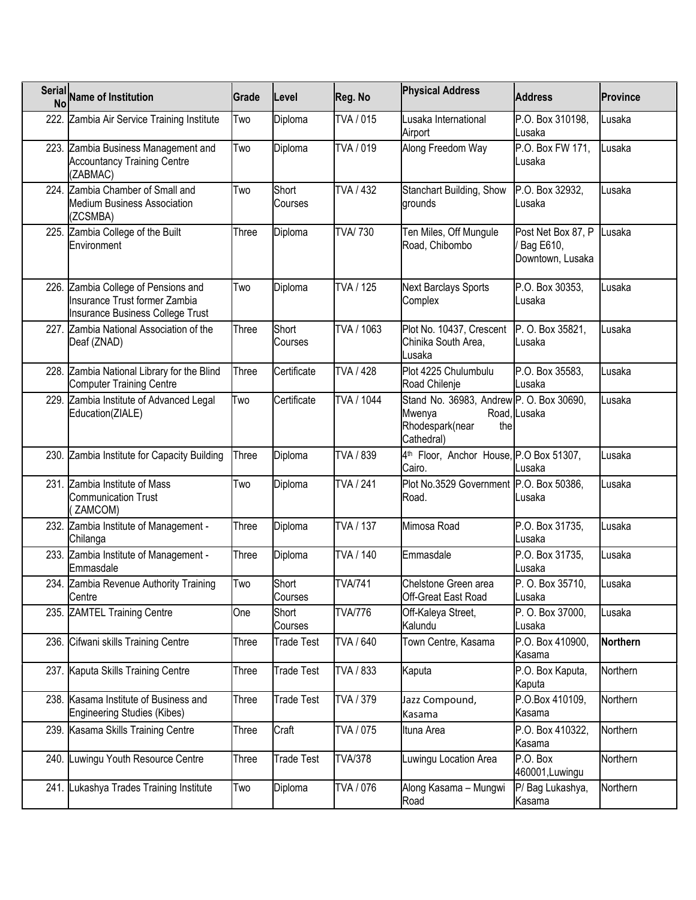| Serial No | Name of Institution | Grade | Level | Reg. No | Physical Address | Address | Province |
|---|---|---|---|---|---|---|---|
| 222. | Zambia Air Service Training Institute | Two | Diploma | TVA / 015 | Lusaka International Airport | P.O. Box 310198, Lusaka | Lusaka |
| 223. | Zambia Business Management and Accountancy Training Centre (ZABMAC) | Two | Diploma | TVA / 019 | Along Freedom Way | P.O. Box FW 171, Lusaka | Lusaka |
| 224. | Zambia Chamber of Small and Medium Business Association (ZCSMBA) | Two | Short Courses | TVA / 432 | Stanchart Building, Show grounds | P.O. Box 32932, Lusaka | Lusaka |
| 225. | Zambia College of the Built Environment | Three | Diploma | TVA/ 730 | Ten Miles, Off Mungule Road, Chibombo | Post Net Box 87, P / Bag E610, Downtown, Lusaka | Lusaka |
| 226. | Zambia College of Pensions and Insurance Trust former Zambia Insurance Business College Trust | Two | Diploma | TVA / 125 | Next Barclays Sports Complex | P.O. Box 30353, Lusaka | Lusaka |
| 227. | Zambia National Association of the Deaf (ZNAD) | Three | Short Courses | TVA / 1063 | Plot No. 10437, Crescent Chinika South Area, Lusaka | P. O. Box 35821, Lusaka | Lusaka |
| 228. | Zambia National Library for the Blind Computer Training Centre | Three | Certificate | TVA / 428 | Plot 4225 Chulumbulu Road Chilenje | P.O. Box 35583, Lusaka | Lusaka |
| 229. | Zambia Institute of Advanced Legal Education(ZIALE) | Two | Certificate | TVA / 1044 | Stand No. 36983, Andrew Mwenya Road, Rhodespark(near the Cathedral) | P. O. Box 30690, Lusaka | Lusaka |
| 230. | Zambia Institute for Capacity Building | Three | Diploma | TVA / 839 | 4th Floor, Anchor House, Cairo. | P.O Box 51307, Lusaka | Lusaka |
| 231. | Zambia Institute of Mass Communication Trust ( ZAMCOM) | Two | Diploma | TVA / 241 | Plot No.3529 Government Road. | P.O. Box 50386, Lusaka | Lusaka |
| 232. | Zambia Institute of Management - Chilanga | Three | Diploma | TVA / 137 | Mimosa Road | P.O. Box 31735, Lusaka | Lusaka |
| 233. | Zambia Institute of Management - Emmasdale | Three | Diploma | TVA / 140 | Emmasdale | P.O. Box 31735, Lusaka | Lusaka |
| 234. | Zambia Revenue Authority Training Centre | Two | Short Courses | TVA/741 | Chelstone Green area Off-Great East Road | P. O. Box 35710, Lusaka | Lusaka |
| 235. | ZAMTEL Training Centre | One | Short Courses | TVA/776 | Off-Kaleya Street, Kalundu | P. O. Box 37000, Lusaka | Lusaka |
| 236. | Cifwani skills Training Centre | Three | Trade Test | TVA / 640 | Town Centre, Kasama | P.O. Box 410900, Kasama | **Northern** |
| 237. | Kaputa Skills Training Centre | Three | Trade Test | TVA / 833 | Kaputa | P.O. Box Kaputa, Kaputa | Northern |
| 238. | Kasama Institute of Business and Engineering Studies (Kibes) | Three | Trade Test | TVA / 379 | Jazz Compound, Kasama | P.O.Box 410109, Kasama | Northern |
| 239. | Kasama Skills Training Centre | Three | Craft | TVA / 075 | Ituna Area | P.O. Box 410322, Kasama | Northern |
| 240. | Luwingu Youth Resource Centre | Three | Trade Test | TVA/378 | Luwingu Location Area | P.O. Box 460001,Luwingu | Northern |
| 241. | Lukashya Trades Training Institute | Two | Diploma | TVA / 076 | Along Kasama – Mungwi Road | P/ Bag Lukashya, Kasama | Northern |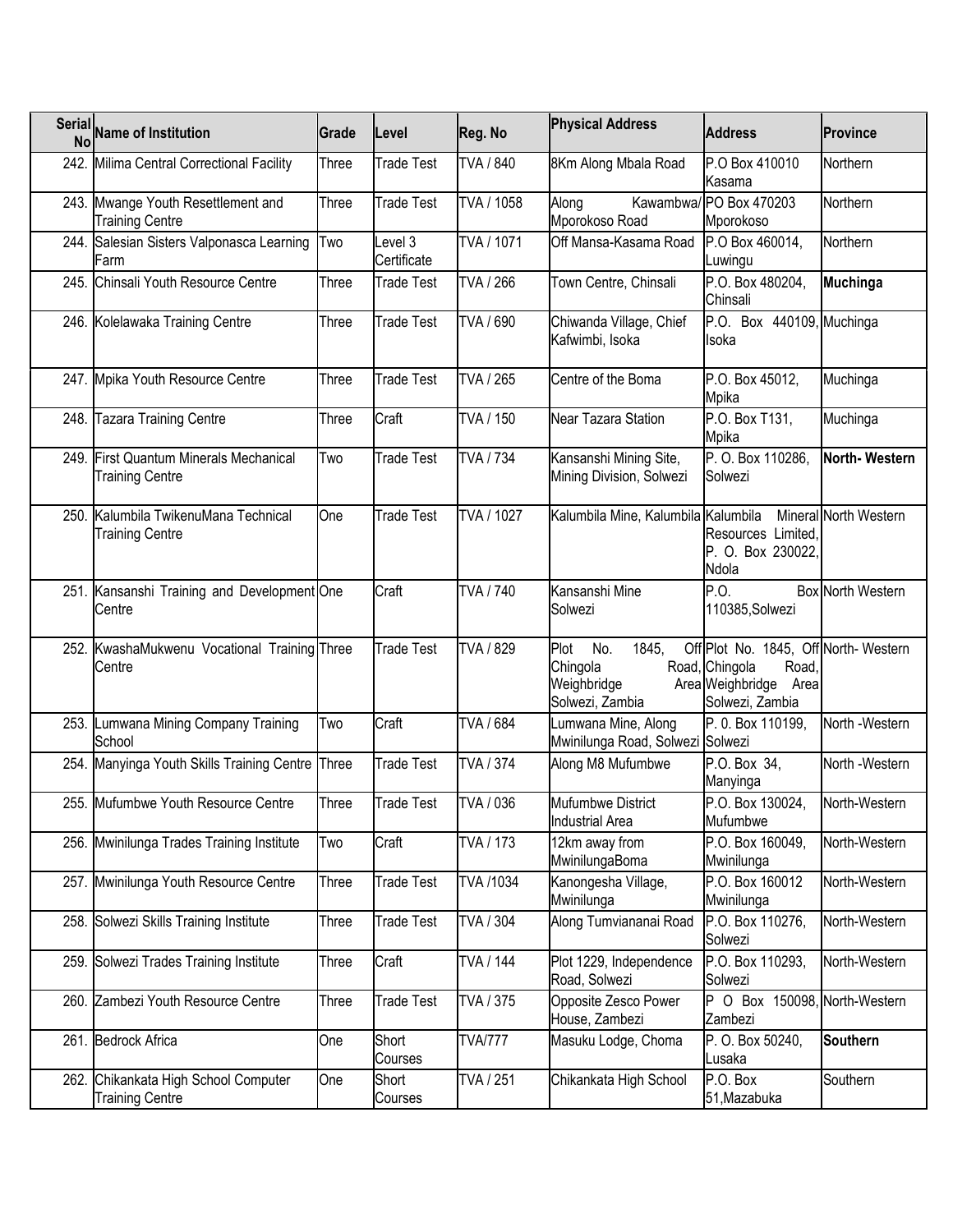| Serial No | Name of Institution | Grade | Level | Reg. No | Physical Address | Address | Province |
|---|---|---|---|---|---|---|---|
| 242. | Milima Central Correctional Facility | Three | Trade Test | TVA / 840 | 8Km Along Mbala Road | P.O Box 410010 Kasama | Northern |
| 243. | Mwange Youth Resettlement and Training Centre | Three | Trade Test | TVA / 1058 | Along Kawambwa/ Mporokoso Road | PO Box 470203 Mporokoso | Northern |
| 244. | Salesian Sisters Valponasca Learning Farm | Two | Level 3 Certificate | TVA / 1071 | Off Mansa-Kasama Road | P.O Box 460014, Luwingu | Northern |
| 245. | Chinsali Youth Resource Centre | Three | Trade Test | TVA / 266 | Town Centre, Chinsali | P.O. Box 480204, Chinsali | **Muchinga** |
| 246. | Kolelawaka Training Centre | Three | Trade Test | TVA / 690 | Chiwanda Village, Chief Kafwimbi, Isoka | P.O. Box 440109, Isoka | Muchinga |
| 247. | Mpika Youth Resource Centre | Three | Trade Test | TVA / 265 | Centre of the Boma | P.O. Box 45012, Mpika | Muchinga |
| 248. | Tazara Training Centre | Three | Craft | TVA / 150 | Near Tazara Station | P.O. Box T131, Mpika | Muchinga |
| 249. | First Quantum Minerals Mechanical Training Centre | Two | Trade Test | TVA / 734 | Kansanshi Mining Site, Mining Division, Solwezi | P. O. Box 110286, Solwezi | **North- Western** |
| 250. | Kalumbila TwikenuMana Technical Training Centre | One | Trade Test | TVA / 1027 | Kalumbila Mine, Kalumbila | Kalumbila Mineral Resources Limited, P. O. Box 230022, Ndola | North Western |
| 251. | Kansanshi Training and Development Centre | One | Craft | TVA / 740 | Kansanshi Mine Solwezi | P.O. Box 110385,Solwezi | North Western |
| 252. | KwashaMukwenu Vocational Training Centre | Three | Trade Test | TVA / 829 | Plot No. 1845, Off Chingola Road, Weighbridge Area Solwezi, Zambia | Plot No. 1845, Off Chingola Road, Weighbridge Area Solwezi, Zambia | North- Western |
| 253. | Lumwana Mining Company Training School | Two | Craft | TVA / 684 | Lumwana Mine, Along Mwinilunga Road, Solwezi | P. 0. Box 110199, Solwezi | North -Western |
| 254. | Manyinga Youth Skills Training Centre | Three | Trade Test | TVA / 374 | Along M8 Mufumbwe | P.O. Box 34, Manyinga | North -Western |
| 255. | Mufumbwe Youth Resource Centre | Three | Trade Test | TVA / 036 | Mufumbwe District Industrial Area | P.O. Box 130024, Mufumbwe | North-Western |
| 256. | Mwinilunga Trades Training Institute | Two | Craft | TVA / 173 | 12km away from MwinilungaBoma | P.O. Box 160049, Mwinilunga | North-Western |
| 257. | Mwinilunga Youth Resource Centre | Three | Trade Test | TVA /1034 | Kanongesha Village, Mwinilunga | P.O. Box 160012 Mwinilunga | North-Western |
| 258. | Solwezi Skills Training Institute | Three | Trade Test | TVA / 304 | Along Tumviananai Road | P.O. Box 110276, Solwezi | North-Western |
| 259. | Solwezi Trades Training Institute | Three | Craft | TVA / 144 | Plot 1229, Independence Road, Solwezi | P.O. Box 110293, Solwezi | North-Western |
| 260. | Zambezi Youth Resource Centre | Three | Trade Test | TVA / 375 | Opposite Zesco Power House, Zambezi | P O Box 150098, Zambezi | North-Western |
| 261. | Bedrock Africa | One | Short Courses | TVA/777 | Masuku Lodge, Choma | P. O. Box 50240, Lusaka | **Southern** |
| 262. | Chikankata High School Computer Training Centre | One | Short Courses | TVA / 251 | Chikankata High School | P.O. Box 51,Mazabuka | Southern |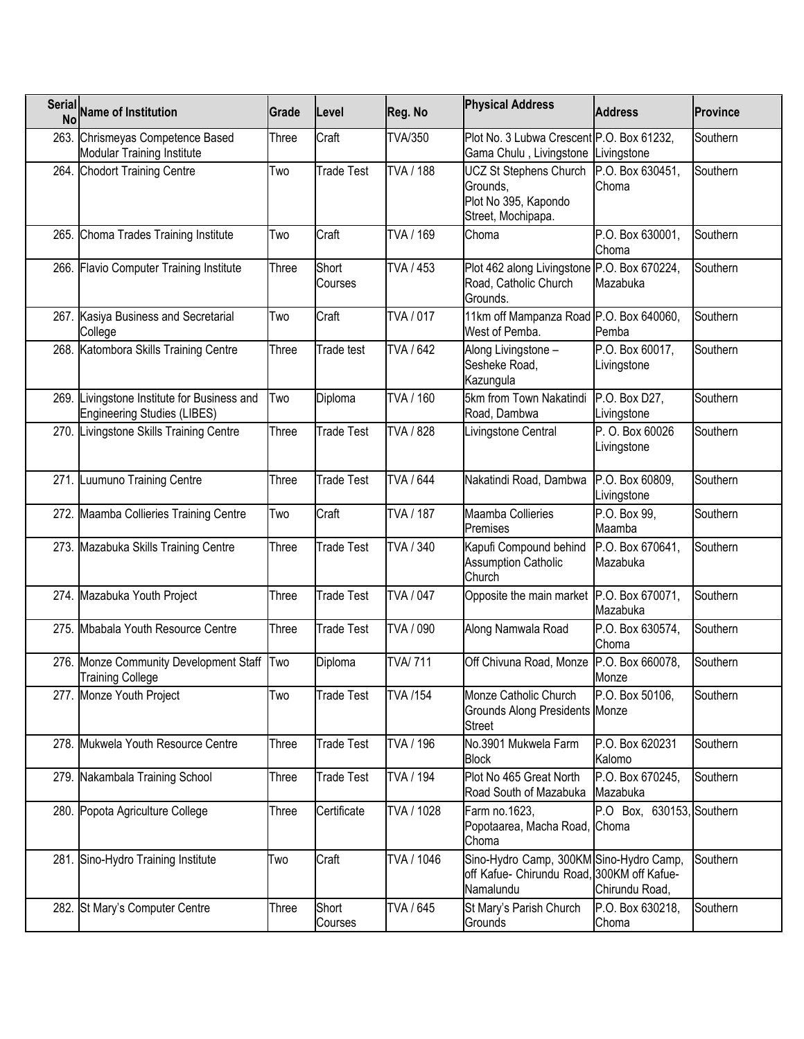| Serial No | Name of Institution | Grade | Level | Reg. No | Physical Address | Address | Province |
|---|---|---|---|---|---|---|---|
| 263. | Chrismeyas Competence Based Modular Training Institute | Three | Craft | TVA/350 | Plot No. 3 Lubwa Crescent Gama Chulu , Livingstone | P.O. Box 61232, Livingstone | Southern |
| 264. | Chodort Training Centre | Two | Trade Test | TVA / 188 | UCZ St Stephens Church Grounds, Plot No 395, Kapondo Street, Mochipapa. | P.O. Box 630451, Choma | Southern |
| 265. | Choma Trades Training Institute | Two | Craft | TVA / 169 | Choma | P.O. Box 630001, Choma | Southern |
| 266. | Flavio Computer Training Institute | Three | Short Courses | TVA / 453 | Plot 462 along Livingstone Road, Catholic Church Grounds. | P.O. Box 670224, Mazabuka | Southern |
| 267. | Kasiya Business and Secretarial College | Two | Craft | TVA / 017 | 11km off Mampanza Road West of Pemba. | P.O. Box 640060, Pemba | Southern |
| 268. | Katombora Skills Training Centre | Three | Trade test | TVA / 642 | Along Livingstone – Sesheke Road, Kazungula | P.O. Box 60017, Livingstone | Southern |
| 269. | Livingstone Institute for Business and Engineering Studies (LIBES) | Two | Diploma | TVA / 160 | 5km from Town Nakatindi Road, Dambwa | P.O. Box D27, Livingstone | Southern |
| 270. | Livingstone Skills Training Centre | Three | Trade Test | TVA / 828 | Livingstone Central | P. O. Box 60026 Livingstone | Southern |
| 271. | Luumuno Training Centre | Three | Trade Test | TVA / 644 | Nakatindi Road, Dambwa | P.O. Box 60809, Livingstone | Southern |
| 272. | Maamba Collieries Training Centre | Two | Craft | TVA / 187 | Maamba Collieries Premises | P.O. Box 99, Maamba | Southern |
| 273. | Mazabuka Skills Training Centre | Three | Trade Test | TVA / 340 | Kapufi Compound behind Assumption Catholic Church | P.O. Box 670641, Mazabuka | Southern |
| 274. | Mazabuka Youth Project | Three | Trade Test | TVA / 047 | Opposite the main market | P.O. Box 670071, Mazabuka | Southern |
| 275. | Mbabala Youth Resource Centre | Three | Trade Test | TVA / 090 | Along Namwala Road | P.O. Box 630574, Choma | Southern |
| 276. | Monze Community Development Staff Training College | Two | Diploma | TVA/ 711 | Off Chivuna Road, Monze | P.O. Box 660078, Monze | Southern |
| 277. | Monze Youth Project | Two | Trade Test | TVA /154 | Monze Catholic Church Grounds Along Presidents Street | P.O. Box 50106, Monze | Southern |
| 278. | Mukwela Youth Resource Centre | Three | Trade Test | TVA / 196 | No.3901 Mukwela Farm Block | P.O. Box 620231 Kalomo | Southern |
| 279. | Nakambala Training School | Three | Trade Test | TVA / 194 | Plot No 465 Great North Road South of Mazabuka | P.O. Box 670245, Mazabuka | Southern |
| 280. | Popota Agriculture College | Three | Certificate | TVA / 1028 | Farm no.1623, Popotaarea, Macha Road, Choma | P.O Box, 630153, Choma | Southern |
| 281. | Sino-Hydro Training Institute | Two | Craft | TVA / 1046 | Sino-Hydro Camp, 300KM off Kafue- Chirundu Road, Namalundu | Sino-Hydro Camp, 300KM off Kafue- Chirundu Road, | Southern |
| 282. | St Mary's Computer Centre | Three | Short Courses | TVA / 645 | St Mary's Parish Church Grounds | P.O. Box 630218, Choma | Southern |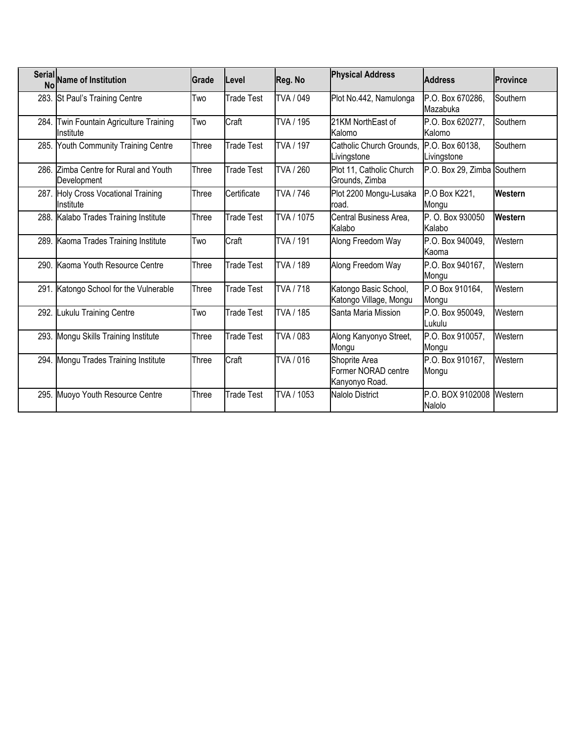| Serial No | Name of Institution | Grade | Level | Reg. No | Physical Address | Address | Province |
|---|---|---|---|---|---|---|---|
| 283. | St Paul's Training Centre | Two | Trade Test | TVA / 049 | Plot No.442, Namulonga | P.O. Box 670286, Mazabuka | Southern |
| 284. | Twin Fountain Agriculture Training Institute | Two | Craft | TVA / 195 | 21KM NorthEast of Kalomo | P.O. Box 620277, Kalomo | Southern |
| 285. | Youth Community Training Centre | Three | Trade Test | TVA / 197 | Catholic Church Grounds, Livingstone | P.O. Box 60138, Livingstone | Southern |
| 286. | Zimba Centre for Rural and Youth Development | Three | Trade Test | TVA / 260 | Plot 11, Catholic Church Grounds, Zimba | P.O. Box 29, Zimba | Southern |
| 287. | Holy Cross Vocational Training Institute | Three | Certificate | TVA / 746 | Plot 2200 Mongu-Lusaka road. | P.O Box K221, Mongu | **Western** |
| 288. | Kalabo Trades Training Institute | Three | Trade Test | TVA / 1075 | Central Business Area, Kalabo | P. O. Box 930050 Kalabo | **Western** |
| 289. | Kaoma Trades Training Institute | Two | Craft | TVA / 191 | Along Freedom Way | P.O. Box 940049, Kaoma | Western |
| 290. | Kaoma Youth Resource Centre | Three | Trade Test | TVA / 189 | Along Freedom Way | P.O. Box 940167, Mongu | Western |
| 291. | Katongo School for the Vulnerable | Three | Trade Test | TVA / 718 | Katongo Basic School, Katongo Village, Mongu | P.O Box 910164, Mongu | Western |
| 292. | Lukulu Training Centre | Two | Trade Test | TVA / 185 | Santa Maria Mission | P.O. Box 950049, Lukulu | Western |
| 293. | Mongu Skills Training Institute | Three | Trade Test | TVA / 083 | Along Kanyonyo Street, Mongu | P.O. Box 910057, Mongu | Western |
| 294. | Mongu Trades Training Institute | Three | Craft | TVA / 016 | Shoprite Area Former NORAD centre Kanyonyo Road. | P.O. Box 910167, Mongu | Western |
| 295. | Muoyo Youth Resource Centre | Three | Trade Test | TVA / 1053 | Nalolo District | P.O. BOX 9102008 Nalolo | Western |